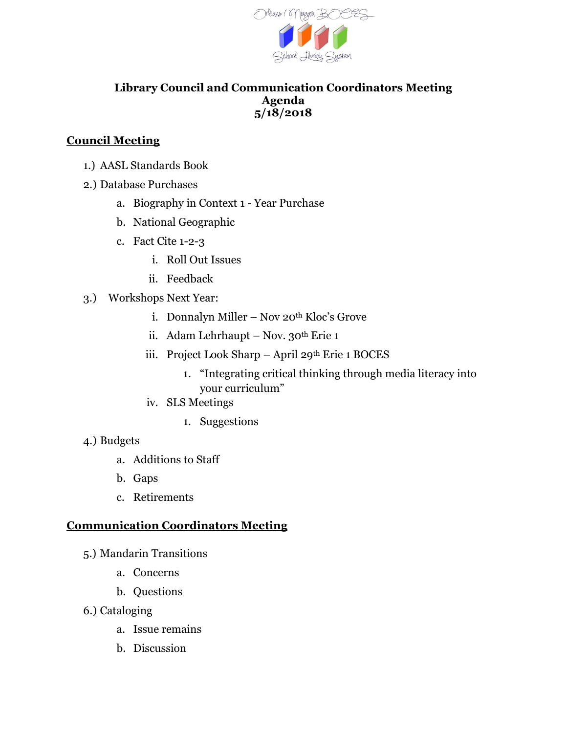Orleans / Niagara BOCES School Library System

# Library Council and Communication Coordinators Meeting
# Agenda
# 5/18/2018

## Council Meeting

1.) AASL Standards Book

2.) Database Purchases

   a. Biography in Context 1 - Year Purchase
   b. National Geographic
   c. Fact Cite 1-2-3
      i. Roll Out Issues
      ii. Feedback

3.) Workshops Next Year:

   i. Donnalyn Miller – Nov 20th Kloc's Grove
   ii. Adam Lehrhaupt – Nov. 30th Erie 1
   iii. Project Look Sharp – April 29th Erie 1 BOCES
      1. "Integrating critical thinking through media literacy into your curriculum"
   iv. SLS Meetings
      1. Suggestions

4.) Budgets

   a. Additions to Staff
   b. Gaps
   c. Retirements

## Communication Coordinators Meeting

5.) Mandarin Transitions

   a. Concerns
   b. Questions

6.) Cataloging

   a. Issue remains
   b. Discussion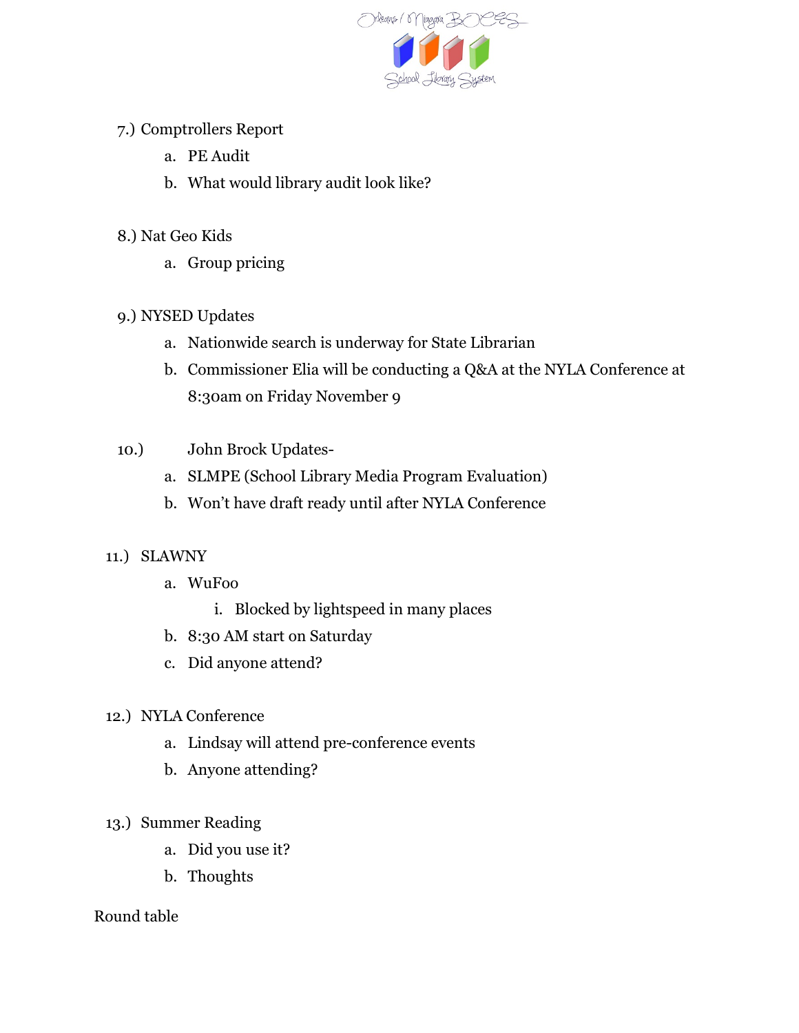7.) Comptrollers Report

a. PE Audit
b. What would library audit look like?

8.) Nat Geo Kids

a. Group pricing

9.) NYSED Updates

a. Nationwide search is underway for State Librarian
b. Commissioner Elia will be conducting a Q&A at the NYLA Conference at 8:30am on Friday November 9

10.) John Brock Updates-

a. SLMPE (School Library Media Program Evaluation)
b. Won't have draft ready until after NYLA Conference

11.) SLAWNY

a. WuFoo
   i. Blocked by lightspeed in many places
b. 8:30 AM start on Saturday
c. Did anyone attend?

12.) NYLA Conference

a. Lindsay will attend pre-conference events
b. Anyone attending?

13.) Summer Reading

a. Did you use it?
b. Thoughts

Round table